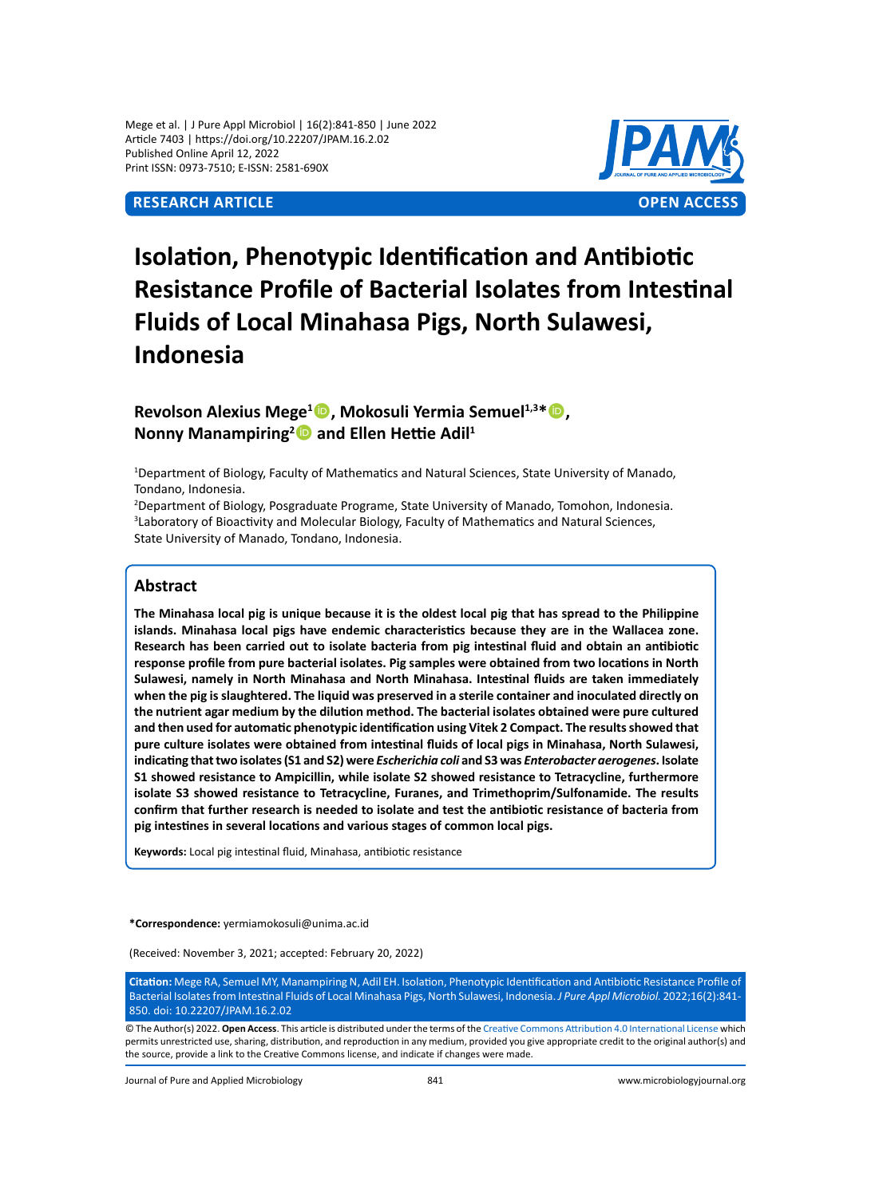RESEARCH ARTICLE | OPEN ACCESS

# Isolation, Phenotypic Identification and Antibiotic Resistance Profile of Bacterial Isolates from Intestinal Fluids of Local Minahasa Pigs, North Sulawesi, Indonesia

**Revolson Alexius Mege[1], Mokosuli Yermia Semuel[1,3]*, Nonny Manampiring[2] and Ellen Hettie Adil[1]**

[1]Department of Biology, Faculty of Mathematics and Natural Sciences, State University of Manado, Tondano, Indonesia.
[2]Department of Biology, Posgraduate Programe, State University of Manado, Tomohon, Indonesia.
[3]Laboratory of Bioactivity and Molecular Biology, Faculty of Mathematics and Natural Sciences, State University of Manado, Tondano, Indonesia.

## Abstract

**The Minahasa local pig is unique because it is the oldest local pig that has spread to the Philippine islands. Minahasa local pigs have endemic characteristics because they are in the Wallacea zone. Research has been carried out to isolate bacteria from pig intestinal fluid and obtain an antibiotic response profile from pure bacterial isolates. Pig samples were obtained from two locations in North Sulawesi, namely in North Minahasa and North Minahasa. Intestinal fluids are taken immediately when the pig is slaughtered. The liquid was preserved in a sterile container and inoculated directly on the nutrient agar medium by the dilution method. The bacterial isolates obtained were pure cultured and then used for automatic phenotypic identification using Vitek 2 Compact. The results showed that pure culture isolates were obtained from intestinal fluids of local pigs in Minahasa, North Sulawesi, indicating that two isolates (S1 and S2) were *Escherichia coli* and S3 was *Enterobacter aerogenes*. Isolate S1 showed resistance to Ampicillin, while isolate S2 showed resistance to Tetracycline, furthermore isolate S3 showed resistance to Tetracycline, Furanes, and Trimethoprim/Sulfonamide. The results confirm that further research is needed to isolate and test the antibiotic resistance of bacteria from pig intestines in several locations and various stages of common local pigs.**

**Keywords:** Local pig intestinal fluid, Minahasa, antibiotic resistance

***Correspondence:** yermiamokosuli@unima.ac.id

(Received: November 3, 2021; accepted: February 20, 2022)

**Citation:** Mege RA, Semuel MY, Manampiring N, Adil EH. Isolation, Phenotypic Identification and Antibiotic Resistance Profile of Bacterial Isolates from Intestinal Fluids of Local Minahasa Pigs, North Sulawesi, Indonesia. *J Pure Appl Microbiol.* 2022;16(2):841-850. doi: 10.22207/JPAM.16.2.02

© The Author(s) 2022. **Open Access**. This article is distributed under the terms of the Creative Commons Attribution 4.0 International License which permits unrestricted use, sharing, distribution, and reproduction in any medium, provided you give appropriate credit to the original author(s) and the source, provide a link to the Creative Commons license, and indicate if changes were made.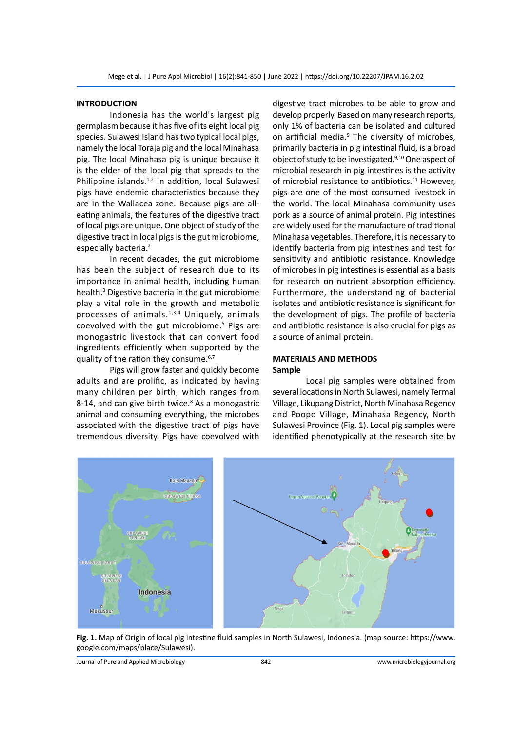## INTRODUCTION

Indonesia has the world's largest pig germplasm because it has five of its eight local pig species. Sulawesi Island has two typical local pigs, namely the local Toraja pig and the local Minahasa pig. The local Minahasa pig is unique because it is the elder of the local pig that spreads to the Philippine islands.[1,2] In addition, local Sulawesi pigs have endemic characteristics because they are in the Wallacea zone. Because pigs are all-eating animals, the features of the digestive tract of local pigs are unique. One object of study of the digestive tract in local pigs is the gut microbiome, especially bacteria.[2]

In recent decades, the gut microbiome has been the subject of research due to its importance in animal health, including human health.[3] Digestive bacteria in the gut microbiome play a vital role in the growth and metabolic processes of animals.[1,3,4] Uniquely, animals coevolved with the gut microbiome.[5] Pigs are monogastric livestock that can convert food ingredients efficiently when supported by the quality of the ration they consume.[6,7]

Pigs will grow faster and quickly become adults and are prolific, as indicated by having many children per birth, which ranges from 8-14, and can give birth twice.[8] As a monogastric animal and consuming everything, the microbes associated with the digestive tract of pigs have tremendous diversity. Pigs have coevolved with digestive tract microbes to be able to grow and develop properly. Based on many research reports, only 1% of bacteria can be isolated and cultured on artificial media.[9] The diversity of microbes, primarily bacteria in pig intestinal fluid, is a broad object of study to be investigated.[9,10] One aspect of microbial research in pig intestines is the activity of microbial resistance to antibiotics.[11] However, pigs are one of the most consumed livestock in the world. The local Minahasa community uses pork as a source of animal protein. Pig intestines are widely used for the manufacture of traditional Minahasa vegetables. Therefore, it is necessary to identify bacteria from pig intestines and test for sensitivity and antibiotic resistance. Knowledge of microbes in pig intestines is essential as a basis for research on nutrient absorption efficiency. Furthermore, the understanding of bacterial isolates and antibiotic resistance is significant for the development of pigs. The profile of bacteria and antibiotic resistance is also crucial for pigs as a source of animal protein.

## MATERIALS AND METHODS

### Sample

Local pig samples were obtained from several locations in North Sulawesi, namely Termal Village, Likupang District, North Minahasa Regency and Poopo Village, Minahasa Regency, North Sulawesi Province (Fig. 1). Local pig samples were identified phenotypically at the research site by

**Fig. 1.** Map of Origin of local pig intestine fluid samples in North Sulawesi, Indonesia. (map source: https://www.google.com/maps/place/Sulawesi).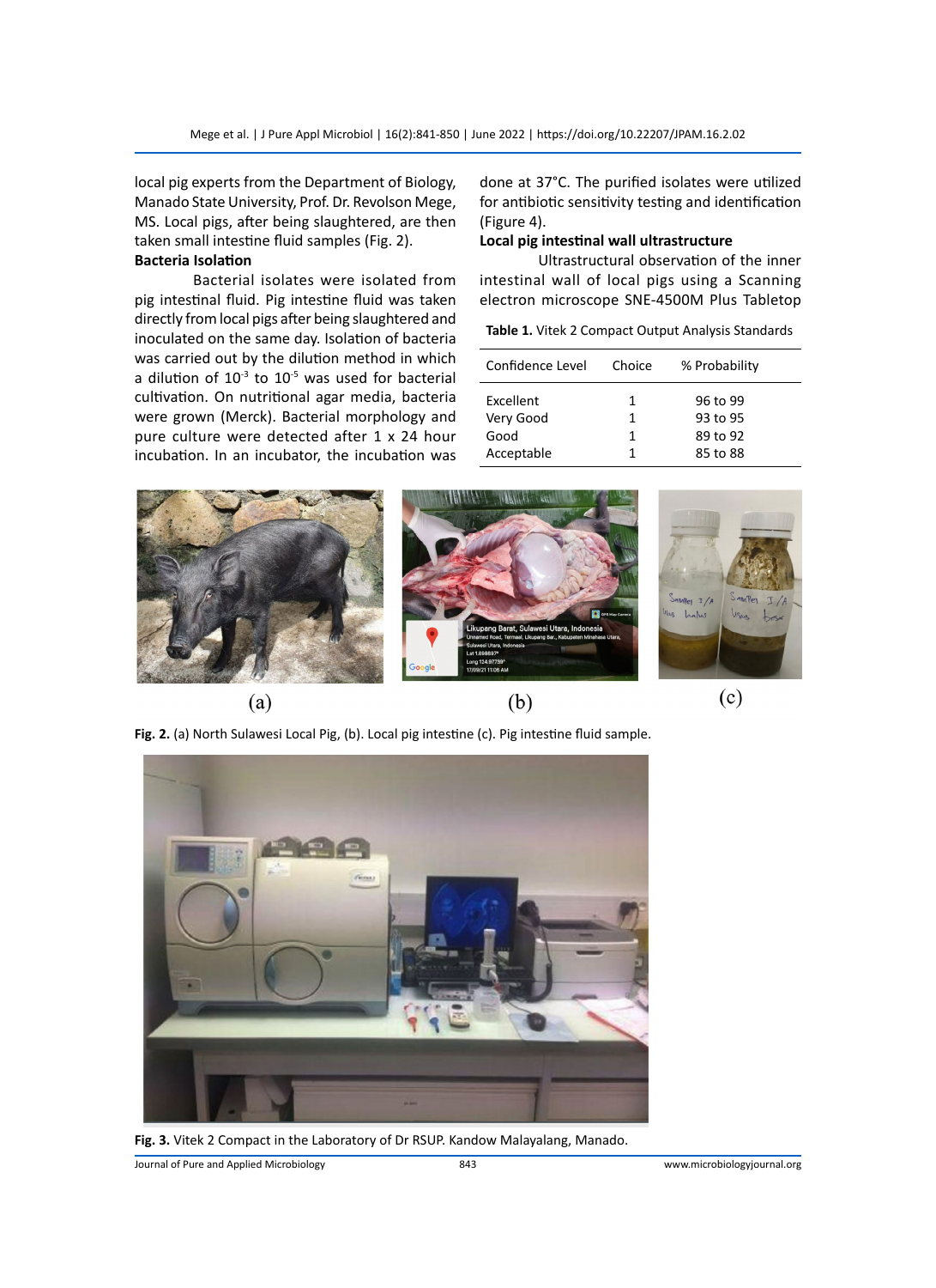local pig experts from the Department of Biology, Manado State University, Prof. Dr. Revolson Mege, MS. Local pigs, after being slaughtered, are then taken small intestine fluid samples (Fig. 2).

**Bacteria Isolation**

Bacterial isolates were isolated from pig intestinal fluid. Pig intestine fluid was taken directly from local pigs after being slaughtered and inoculated on the same day. Isolation of bacteria was carried out by the dilution method in which a dilution of $10^{-3}$ to $10^{-5}$ was used for bacterial cultivation. On nutritional agar media, bacteria were grown (Merck). Bacterial morphology and pure culture were detected after 1 x 24 hour incubation. In an incubator, the incubation was done at 37°C. The purified isolates were utilized for antibiotic sensitivity testing and identification (Figure 4).

**Local pig intestinal wall ultrastructure**

Ultrastructural observation of the inner intestinal wall of local pigs using a Scanning electron microscope SNE-4500M Plus Tabletop

**Table 1.** Vitek 2 Compact Output Analysis Standards

| Confidence Level | Choice | % Probability |
|---|---|---|
| Excellent | 1 | 96 to 99 |
| Very Good | 1 | 93 to 95 |
| Good | 1 | 89 to 92 |
| Acceptable | 1 | 85 to 88 |

**Fig. 2.** (a) North Sulawesi Local Pig, (b). Local pig intestine (c). Pig intestine fluid sample.

**Fig. 3.** Vitek 2 Compact in the Laboratory of Dr RSUP. Kandow Malayalang, Manado.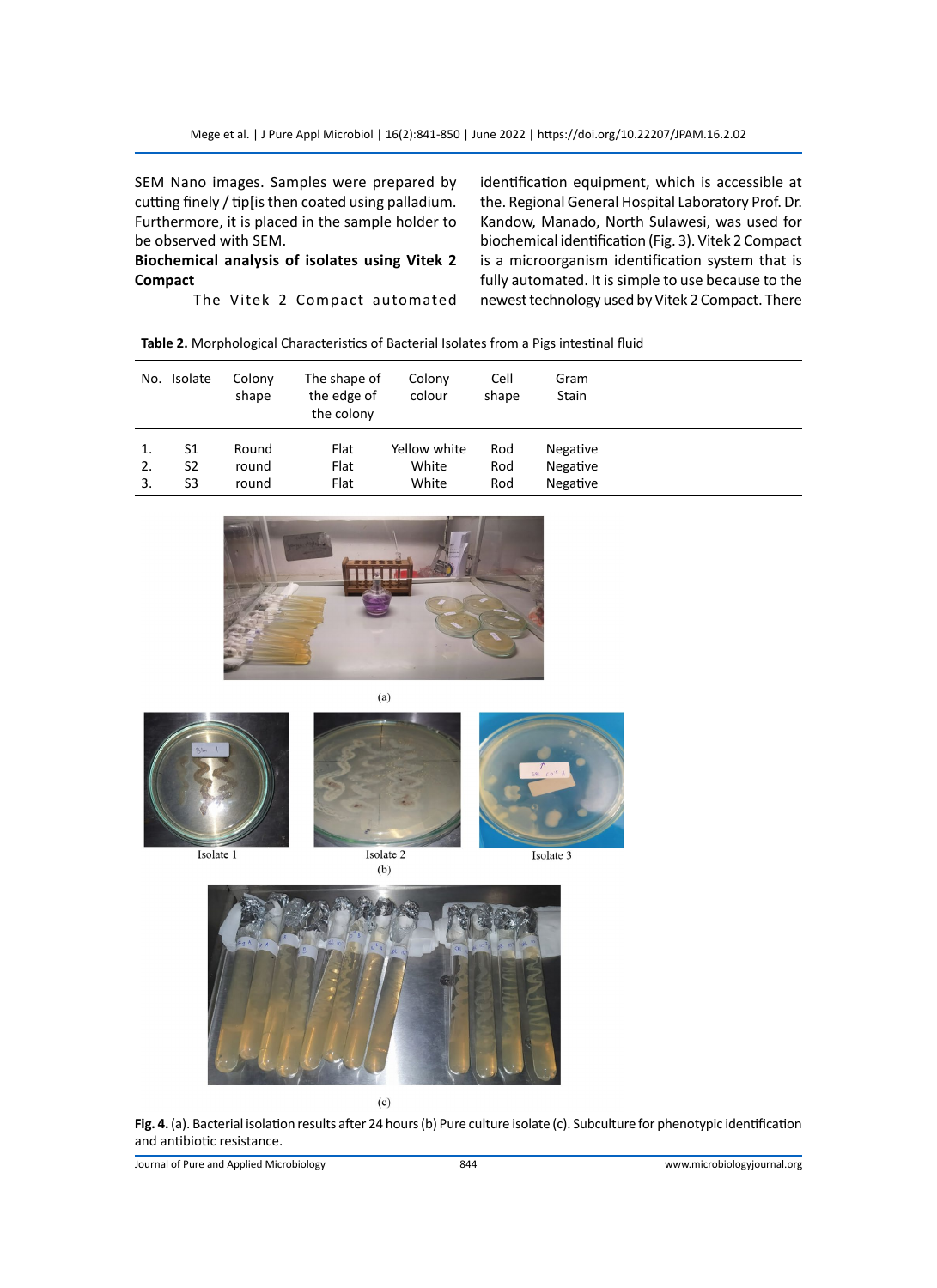SEM Nano images. Samples were prepared by cutting finely / tip[is then coated using palladium. Furthermore, it is placed in the sample holder to be observed with SEM.

**Biochemical analysis of isolates using Vitek 2 Compact**

The Vitek 2 Compact automated identification equipment, which is accessible at the. Regional General Hospital Laboratory Prof. Dr. Kandow, Manado, North Sulawesi, was used for biochemical identification (Fig. 3). Vitek 2 Compact is a microorganism identification system that is fully automated. It is simple to use because to the newest technology used by Vitek 2 Compact. There

**Table 2.** Morphological Characteristics of Bacterial Isolates from a Pigs intestinal fluid

| No. | Isolate | Colony shape | The shape of the edge of the colony | Colony colour | Cell shape | Gram Stain |
|---|---|---|---|---|---|---|
| 1. | S1 | Round | Flat | Yellow white | Rod | Negative |
| 2. | S2 | round | Flat | White | Rod | Negative |
| 3. | S3 | round | Flat | White | Rod | Negative |

(a)

Isolate 1 Isolate 2 Isolate 3

(b)

(c)

**Fig. 4.** (a). Bacterial isolation results after 24 hours (b) Pure culture isolate (c). Subculture for phenotypic identification and antibiotic resistance.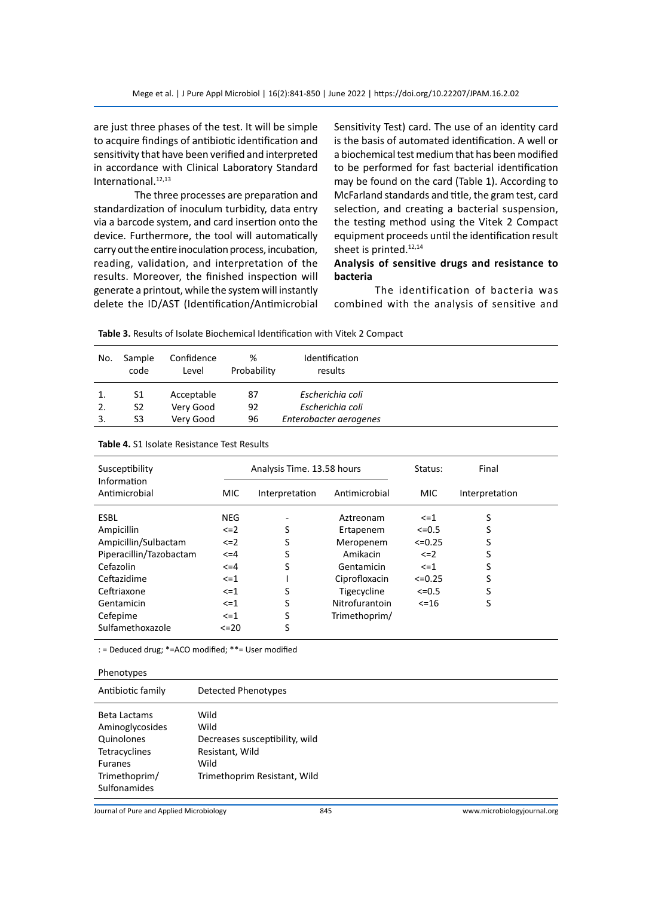are just three phases of the test. It will be simple to acquire findings of antibiotic identification and sensitivity that have been verified and interpreted in accordance with Clinical Laboratory Standard International.[12,13]

The three processes are preparation and standardization of inoculum turbidity, data entry via a barcode system, and card insertion onto the device. Furthermore, the tool will automatically carry out the entire inoculation process, incubation, reading, validation, and interpretation of the results. Moreover, the finished inspection will generate a printout, while the system will instantly delete the ID/AST (Identification/Antimicrobial Sensitivity Test) card. The use of an identity card is the basis of automated identification. A well or a biochemical test medium that has been modified to be performed for fast bacterial identification may be found on the card (Table 1). According to McFarland standards and title, the gram test, card selection, and creating a bacterial suspension, the testing method using the Vitek 2 Compact equipment proceeds until the identification result sheet is printed.[12,14]

**Analysis of sensitive drugs and resistance to bacteria**

The identification of bacteria was combined with the analysis of sensitive and

**Table 3.** Results of Isolate Biochemical Identification with Vitek 2 Compact

| No. | Sample code | Confidence Level | % Probability | Identification results |
|---|---|---|---|---|
| 1. | S1 | Acceptable | 87 | *Escherichia coli* |
| 2. | S2 | Very Good | 92 | *Escherichia coli* |
| 3. | S3 | Very Good | 96 | *Enterobacter aerogenes* |

**Table 4.** S1 Isolate Resistance Test Results

| Susceptibility Information | Analysis Time. 13.58 hours | | | Status: | Final |
|---|---|---|---|---|---|
| Antimicrobial | MIC | Interpretation | Antimicrobial | MIC | Interpretation |
| ESBL | NEG | - | Aztreonam | <=1 | S |
| Ampicillin | <=2 | S | Ertapenem | <=0.5 | S |
| Ampicillin/Sulbactam | <=2 | S | Meropenem | <=0.25 | S |
| Piperacillin/Tazobactam | <=4 | S | Amikacin | <=2 | S |
| Cefazolin | <=4 | S | Gentamicin | <=1 | S |
| Ceftazidime | <=1 | I | Ciprofloxacin | <=0.25 | S |
| Ceftriaxone | <=1 | S | Tigecycline | <=0.5 | S |
| Gentamicin | <=1 | S | Nitrofurantoin | <=16 | S |
| Cefepime | <=1 | S | Trimethoprim/ | | |
| Sulfamethoxazole | <=20 | S | | | |

: = Deduced drug; *=ACO modified; **= User modified

Phenotypes

| Antibiotic family | Detected Phenotypes |
|---|---|
| Beta Lactams | Wild |
| Aminoglycosides | Wild |
| Quinolones | Decreases susceptibility, wild |
| Tetracyclines | Resistant, Wild |
| Furanes | Wild |
| Trimethoprim/ Sulfonamides | Trimethoprim Resistant, Wild |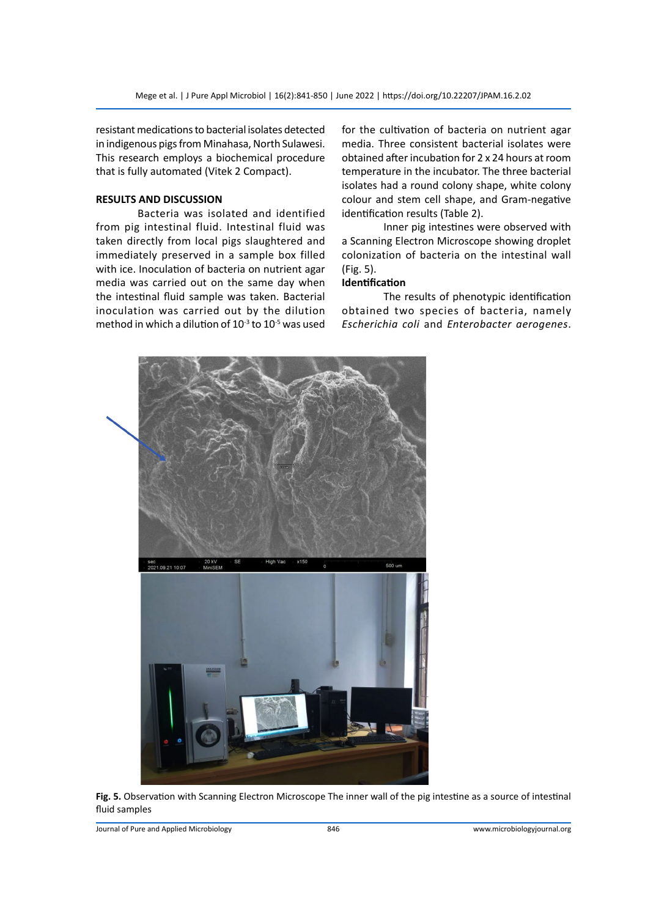resistant medications to bacterial isolates detected in indigenous pigs from Minahasa, North Sulawesi. This research employs a biochemical procedure that is fully automated (Vitek 2 Compact).

## RESULTS AND DISCUSSION

Bacteria was isolated and identified from pig intestinal fluid. Intestinal fluid was taken directly from local pigs slaughtered and immediately preserved in a sample box filled with ice. Inoculation of bacteria on nutrient agar media was carried out on the same day when the intestinal fluid sample was taken. Bacterial inoculation was carried out by the dilution method in which a dilution of $10^{-3}$ to $10^{-5}$ was used for the cultivation of bacteria on nutrient agar media. Three consistent bacterial isolates were obtained after incubation for 2 x 24 hours at room temperature in the incubator. The three bacterial isolates had a round colony shape, white colony colour and stem cell shape, and Gram-negative identification results (Table 2).

Inner pig intestines were observed with a Scanning Electron Microscope showing droplet colonization of bacteria on the intestinal wall (Fig. 5).

### Identification

The results of phenotypic identification obtained two species of bacteria, namely *Escherichia coli* and *Enterobacter aerogenes*.

**Fig. 5.** Observation with Scanning Electron Microscope The inner wall of the pig intestine as a source of intestinal fluid samples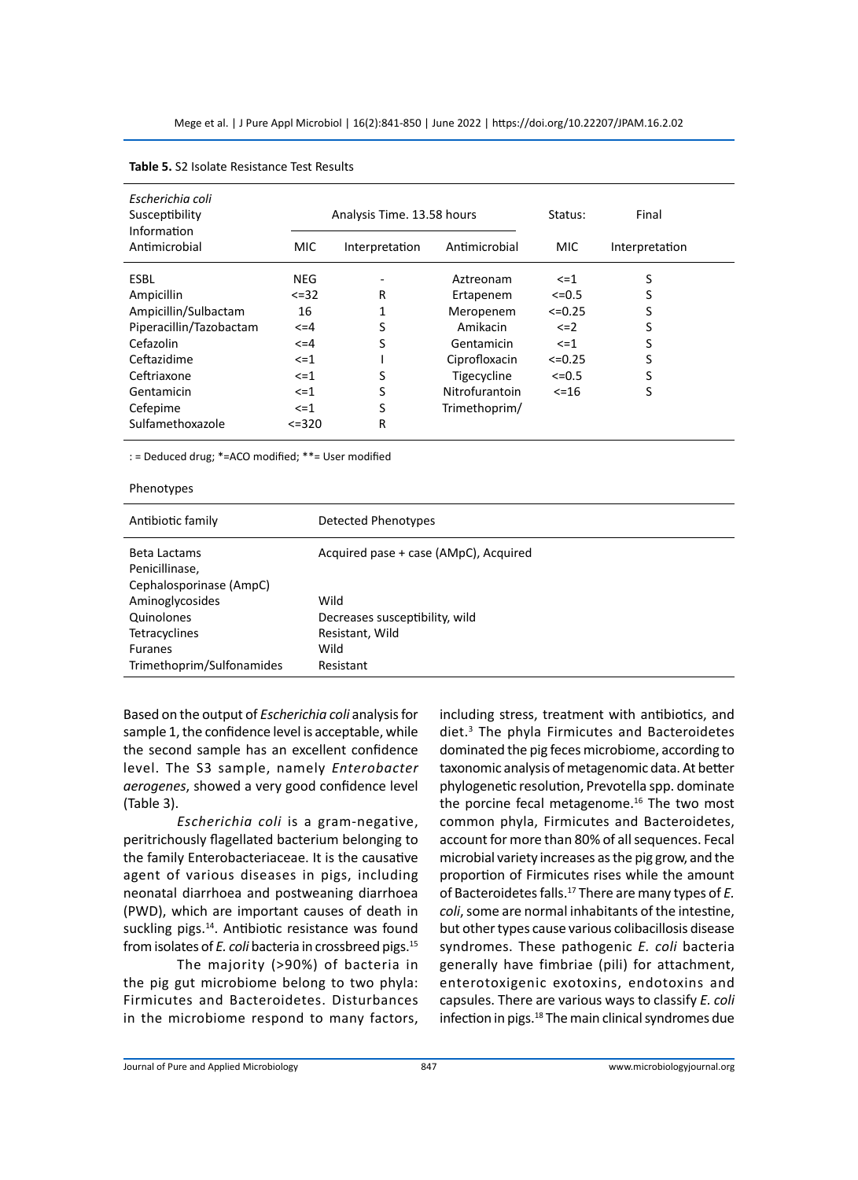**Table 5.** S2 Isolate Resistance Test Results

| *Escherichia coli* Susceptibility Information | Analysis Time. 13.58 hours | | | Status: | Final |
|---|---|---|---|---|---|
| Antimicrobial | MIC | Interpretation | Antimicrobial | MIC | Interpretation |
| ESBL | NEG | - | Aztreonam | <=1 | S |
| Ampicillin | <=32 | R | Ertapenem | <=0.5 | S |
| Ampicillin/Sulbactam | 16 | 1 | Meropenem | <=0.25 | S |
| Piperacillin/Tazobactam | <=4 | S | Amikacin | <=2 | S |
| Cefazolin | <=4 | S | Gentamicin | <=1 | S |
| Ceftazidime | <=1 | I | Ciprofloxacin | <=0.25 | S |
| Ceftriaxone | <=1 | S | Tigecycline | <=0.5 | S |
| Gentamicin | <=1 | S | Nitrofurantoin | <=16 | S |
| Cefepime | <=1 | S | Trimethoprim/ | | |
| Sulfamethoxazole | <=320 | R | | | |

: = Deduced drug; *=ACO modified; **= User modified

Phenotypes

| Antibiotic family | Detected Phenotypes |
|---|---|
| Beta Lactams Penicillinase, Cephalosporinase (AmpC) | Acquired pase + case (AMpC), Acquired |
| Aminoglycosides | Wild |
| Quinolones | Decreases susceptibility, wild |
| Tetracyclines | Resistant, Wild |
| Furanes | Wild |
| Trimethoprim/Sulfonamides | Resistant |

Based on the output of *Escherichia coli* analysis for sample 1, the confidence level is acceptable, while the second sample has an excellent confidence level. The S3 sample, namely *Enterobacter aerogenes*, showed a very good confidence level (Table 3).

*Escherichia coli* is a gram-negative, peritrichously flagellated bacterium belonging to the family Enterobacteriaceae. It is the causative agent of various diseases in pigs, including neonatal diarrhoea and postweaning diarrhoea (PWD), which are important causes of death in suckling pigs.[14]. Antibiotic resistance was found from isolates of *E. coli* bacteria in crossbreed pigs.[15]

The majority (>90%) of bacteria in the pig gut microbiome belong to two phyla: Firmicutes and Bacteroidetes. Disturbances in the microbiome respond to many factors, including stress, treatment with antibiotics, and diet.[3] The phyla Firmicutes and Bacteroidetes dominated the pig feces microbiome, according to taxonomic analysis of metagenomic data. At better phylogenetic resolution, Prevotella spp. dominate the porcine fecal metagenome.[16] The two most common phyla, Firmicutes and Bacteroidetes, account for more than 80% of all sequences. Fecal microbial variety increases as the pig grow, and the proportion of Firmicutes rises while the amount of Bacteroidetes falls.[17] There are many types of *E. coli*, some are normal inhabitants of the intestine, but other types cause various colibacillosis disease syndromes. These pathogenic *E. coli* bacteria generally have fimbriae (pili) for attachment, enterotoxigenic exotoxins, endotoxins and capsules. There are various ways to classify *E. coli* infection in pigs.[18] The main clinical syndromes due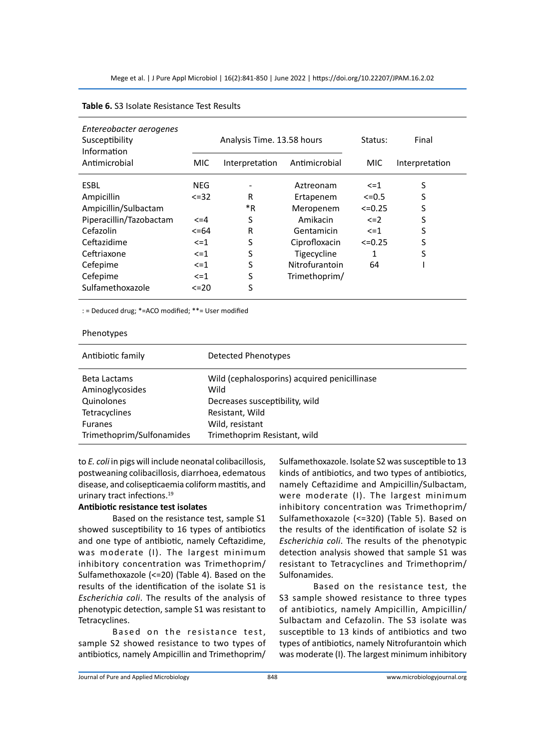**Table 6.** S3 Isolate Resistance Test Results

| *Entereobacter aerogenes* Susceptibility Information | Analysis Time. 13.58 hours | | | Status: | Final |
|---|---|---|---|---|---|
| Antimicrobial | MIC | Interpretation | Antimicrobial | MIC | Interpretation |
| ESBL | NEG | - | Aztreonam | <=1 | S |
| Ampicillin | <=32 | R | Ertapenem | <=0.5 | S |
| Ampicillin/Sulbactam | | *R | Meropenem | <=0.25 | S |
| Piperacillin/Tazobactam | <=4 | S | Amikacin | <=2 | S |
| Cefazolin | <=64 | R | Gentamicin | <=1 | S |
| Ceftazidime | <=1 | S | Ciprofloxacin | <=0.25 | S |
| Ceftriaxone | <=1 | S | Tigecycline | 1 | S |
| Cefepime | <=1 | S | Nitrofurantoin | 64 | I |
| Cefepime | <=1 | S | Trimethoprim/ | | |
| Sulfamethoxazole | <=20 | S | | | |

: = Deduced drug; *=ACO modified; **= User modified

Phenotypes

| Antibiotic family | Detected Phenotypes |
|---|---|
| Beta Lactams | Wild (cephalosporins) acquired penicillinase |
| Aminoglycosides | Wild |
| Quinolones | Decreases susceptibility, wild |
| Tetracyclines | Resistant, Wild |
| Furanes | Wild, resistant |
| Trimethoprim/Sulfonamides | Trimethoprim Resistant, wild |

to *E. coli* in pigs will include neonatal colibacillosis, postweaning colibacillosis, diarrhoea, edematous disease, and colisepticaemia coliform mastitis, and urinary tract infections.[19]

**Antibiotic resistance test isolates**

Based on the resistance test, sample S1 showed susceptibility to 16 types of antibiotics and one type of antibiotic, namely Ceftazidime, was moderate (I). The largest minimum inhibitory concentration was Trimethoprim/Sulfamethoxazole (<=20) (Table 4). Based on the results of the identification of the isolate S1 is *Escherichia coli*. The results of the analysis of phenotypic detection, sample S1 was resistant to Tetracyclines.

Based on the resistance test, sample S2 showed resistance to two types of antibiotics, namely Ampicillin and Trimethoprim/Sulfamethoxazole. Isolate S2 was susceptible to 13 kinds of antibiotics, and two types of antibiotics, namely Ceftazidime and Ampicillin/Sulbactam, were moderate (I). The largest minimum inhibitory concentration was Trimethoprim/Sulfamethoxazole (<=320) (Table 5). Based on the results of the identification of isolate S2 is *Escherichia coli*. The results of the phenotypic detection analysis showed that sample S1 was resistant to Tetracyclines and Trimethoprim/Sulfonamides.

Based on the resistance test, the S3 sample showed resistance to three types of antibiotics, namely Ampicillin, Ampicillin/Sulbactam and Cefazolin. The S3 isolate was susceptible to 13 kinds of antibiotics and two types of antibiotics, namely Nitrofurantoin which was moderate (I). The largest minimum inhibitory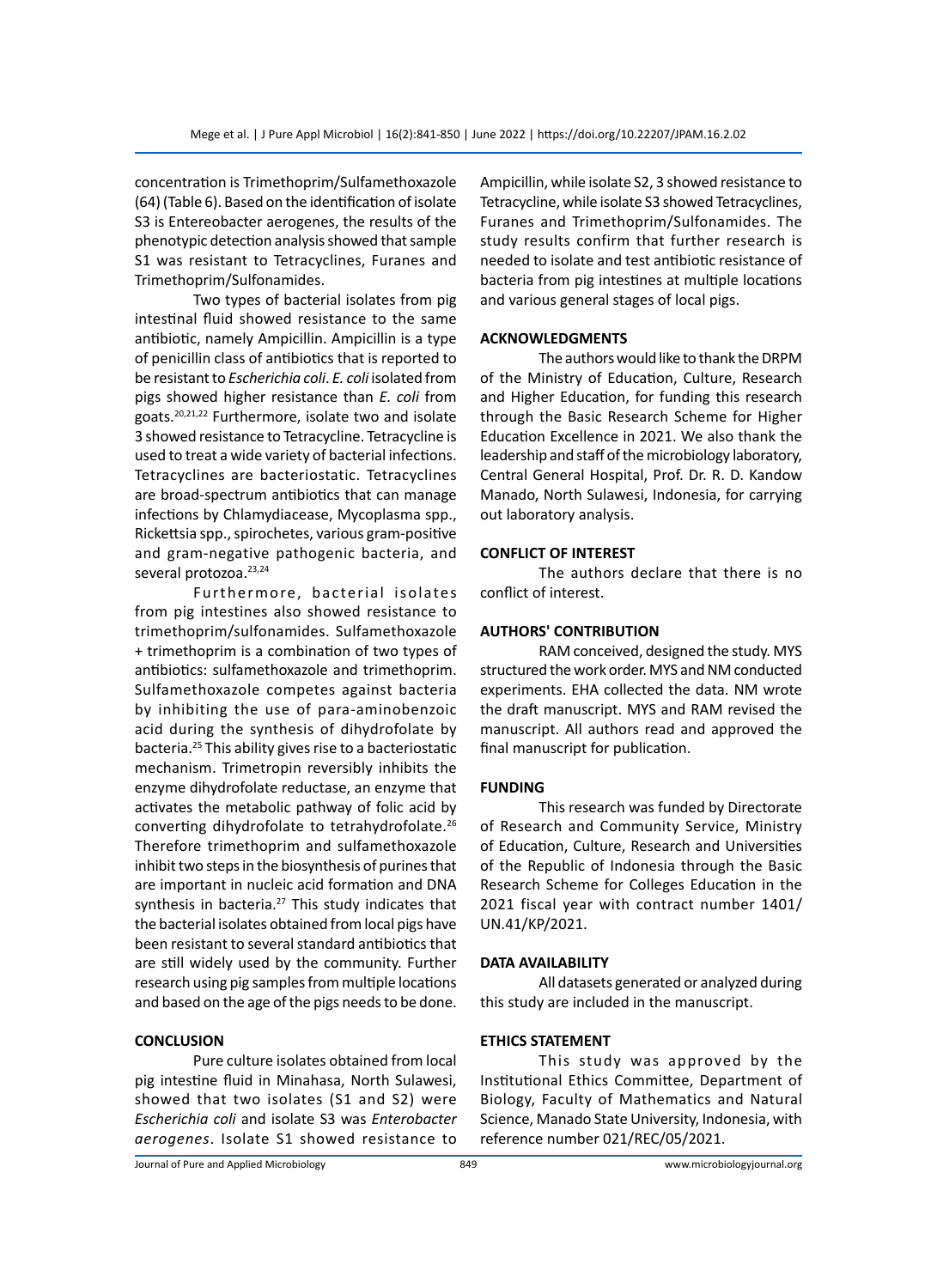concentration is Trimethoprim/Sulfamethoxazole (64) (Table 6). Based on the identification of isolate S3 is Entereobacter aerogenes, the results of the phenotypic detection analysis showed that sample S1 was resistant to Tetracyclines, Furanes and Trimethoprim/Sulfonamides.

Two types of bacterial isolates from pig intestinal fluid showed resistance to the same antibiotic, namely Ampicillin. Ampicillin is a type of penicillin class of antibiotics that is reported to be resistant to *Escherichia coli*. *E. coli* isolated from pigs showed higher resistance than *E. coli* from goats.[20,21,22] Furthermore, isolate two and isolate 3 showed resistance to Tetracycline. Tetracycline is used to treat a wide variety of bacterial infections. Tetracyclines are bacteriostatic. Tetracyclines are broad-spectrum antibiotics that can manage infections by Chlamydiacease, Mycoplasma spp., Rickettsia spp., spirochetes, various gram-positive and gram-negative pathogenic bacteria, and several protozoa.[23,24]

Furthermore, bacterial isolates from pig intestines also showed resistance to trimethoprim/sulfonamides. Sulfamethoxazole + trimethoprim is a combination of two types of antibiotics: sulfamethoxazole and trimethoprim. Sulfamethoxazole competes against bacteria by inhibiting the use of para-aminobenzoic acid during the synthesis of dihydrofolate by bacteria.[25] This ability gives rise to a bacteriostatic mechanism. Trimetropin reversibly inhibits the enzyme dihydrofolate reductase, an enzyme that activates the metabolic pathway of folic acid by converting dihydrofolate to tetrahydrofolate.[26] Therefore trimethoprim and sulfamethoxazole inhibit two steps in the biosynthesis of purines that are important in nucleic acid formation and DNA synthesis in bacteria.[27] This study indicates that the bacterial isolates obtained from local pigs have been resistant to several standard antibiotics that are still widely used by the community. Further research using pig samples from multiple locations and based on the age of the pigs needs to be done.

## CONCLUSION

Pure culture isolates obtained from local pig intestine fluid in Minahasa, North Sulawesi, showed that two isolates (S1 and S2) were *Escherichia coli* and isolate S3 was *Enterobacter aerogenes*. Isolate S1 showed resistance to Ampicillin, while isolate S2, 3 showed resistance to Tetracycline, while isolate S3 showed Tetracyclines, Furanes and Trimethoprim/Sulfonamides. The study results confirm that further research is needed to isolate and test antibiotic resistance of bacteria from pig intestines at multiple locations and various general stages of local pigs.

## ACKNOWLEDGMENTS

The authors would like to thank the DRPM of the Ministry of Education, Culture, Research and Higher Education, for funding this research through the Basic Research Scheme for Higher Education Excellence in 2021. We also thank the leadership and staff of the microbiology laboratory, Central General Hospital, Prof. Dr. R. D. Kandow Manado, North Sulawesi, Indonesia, for carrying out laboratory analysis.

## CONFLICT OF INTEREST

The authors declare that there is no conflict of interest.

## AUTHORS' CONTRIBUTION

RAM conceived, designed the study. MYS structured the work order. MYS and NM conducted experiments. EHA collected the data. NM wrote the draft manuscript. MYS and RAM revised the manuscript. All authors read and approved the final manuscript for publication.

## FUNDING

This research was funded by Directorate of Research and Community Service, Ministry of Education, Culture, Research and Universities of the Republic of Indonesia through the Basic Research Scheme for Colleges Education in the 2021 fiscal year with contract number 1401/UN.41/KP/2021.

## DATA AVAILABILITY

All datasets generated or analyzed during this study are included in the manuscript.

## ETHICS STATEMENT

This study was approved by the Institutional Ethics Committee, Department of Biology, Faculty of Mathematics and Natural Science, Manado State University, Indonesia, with reference number 021/REC/05/2021.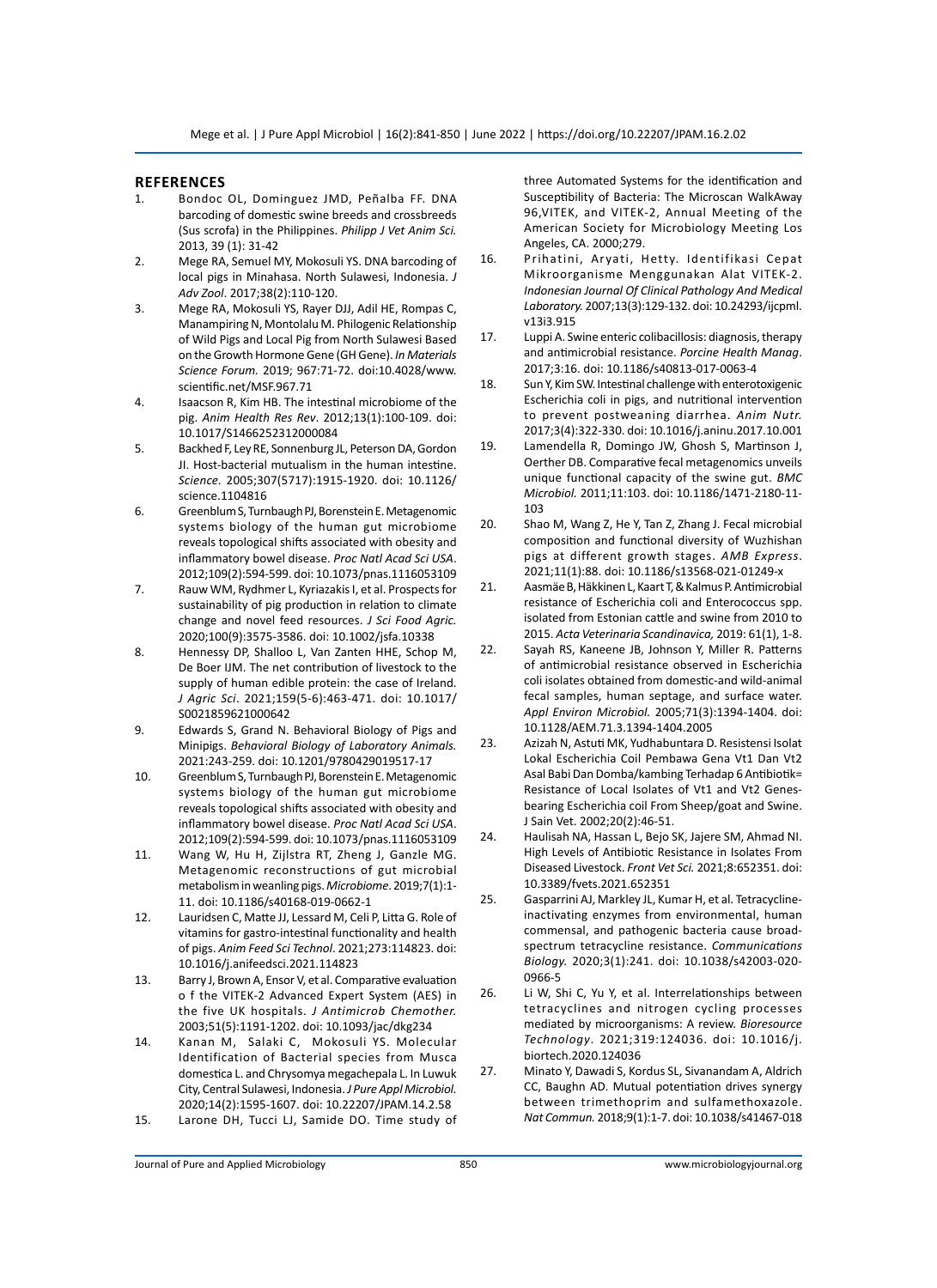## REFERENCES

1. Bondoc OL, Dominguez JMD, Peñalba FF. DNA barcoding of domestic swine breeds and crossbreeds (Sus scrofa) in the Philippines. *Philipp J Vet Anim Sci.* 2013, 39 (1): 31-42
2. Mege RA, Semuel MY, Mokosuli YS. DNA barcoding of local pigs in Minahasa. North Sulawesi, Indonesia. *J Adv Zool*. 2017;38(2):110-120.
3. Mege RA, Mokosuli YS, Rayer DJJ, Adil HE, Rompas C, Manampiring N, Montolalu M. Philogenic Relationship of Wild Pigs and Local Pig from North Sulawesi Based on the Growth Hormone Gene (GH Gene). *In Materials Science Forum.* 2019; 967:71-72. doi:10.4028/www.scientific.net/MSF.967.71
4. Isaacson R, Kim HB. The intestinal microbiome of the pig. *Anim Health Res Rev*. 2012;13(1):100-109. doi: 10.1017/S1466252312000084
5. Backhed F, Ley RE, Sonnenburg JL, Peterson DA, Gordon JI. Host-bacterial mutualism in the human intestine. *Science.* 2005;307(5717):1915-1920. doi: 10.1126/science.1104816
6. Greenblum S, Turnbaugh PJ, Borenstein E. Metagenomic systems biology of the human gut microbiome reveals topological shifts associated with obesity and inflammatory bowel disease. *Proc Natl Acad Sci USA*. 2012;109(2):594-599. doi: 10.1073/pnas.1116053109
7. Rauw WM, Rydhmer L, Kyriazakis I, et al. Prospects for sustainability of pig production in relation to climate change and novel feed resources. *J Sci Food Agric.* 2020;100(9):3575-3586. doi: 10.1002/jsfa.10338
8. Hennessy DP, Shalloo L, Van Zanten HHE, Schop M, De Boer IJM. The net contribution of livestock to the supply of human edible protein: the case of Ireland. *J Agric Sci*. 2021;159(5-6):463-471. doi: 10.1017/S0021859621000642
9. Edwards S, Grand N. Behavioral Biology of Pigs and Minipigs. *Behavioral Biology of Laboratory Animals.* 2021:243-259. doi: 10.1201/9780429019517-17
10. Greenblum S, Turnbaugh PJ, Borenstein E. Metagenomic systems biology of the human gut microbiome reveals topological shifts associated with obesity and inflammatory bowel disease. *Proc Natl Acad Sci USA*. 2012;109(2):594-599. doi: 10.1073/pnas.1116053109
11. Wang W, Hu H, Zijlstra RT, Zheng J, Ganzle MG. Metagenomic reconstructions of gut microbial metabolism in weanling pigs. *Microbiome*. 2019;7(1):1-11. doi: 10.1186/s40168-019-0662-1
12. Lauridsen C, Matte JJ, Lessard M, Celi P, Litta G. Role of vitamins for gastro-intestinal functionality and health of pigs. *Anim Feed Sci Technol*. 2021;273:114823. doi: 10.1016/j.anifeedsci.2021.114823
13. Barry J, Brown A, Ensor V, et al. Comparative evaluation o f the VITEK-2 Advanced Expert System (AES) in the five UK hospitals. *J Antimicrob Chemother.* 2003;51(5):1191-1202. doi: 10.1093/jac/dkg234
14. Kanan M, Salaki C, Mokosuli YS. Molecular Identification of Bacterial species from Musca domestica L. and Chrysomya megachepala L. In Luwuk City, Central Sulawesi, Indonesia. *J Pure Appl Microbiol.* 2020;14(2):1595-1607. doi: 10.22207/JPAM.14.2.58
15. Larone DH, Tucci LJ, Samide DO. Time study of three Automated Systems for the identification and Susceptibility of Bacteria: The Microscan WalkAway 96,VITEK, and VITEK-2, Annual Meeting of the American Society for Microbiology Meeting Los Angeles, CA. 2000;279.
16. Prihatini, Aryati, Hetty. Identifikasi Cepat Mikroorganisme Menggunakan Alat VITEK-2. *Indonesian Journal Of Clinical Pathology And Medical Laboratory.* 2007;13(3):129-132. doi: 10.24293/ijcpml.v13i3.915
17. Luppi A. Swine enteric colibacillosis: diagnosis, therapy and antimicrobial resistance. *Porcine Health Manag*. 2017;3:16. doi: 10.1186/s40813-017-0063-4
18. Sun Y, Kim SW. Intestinal challenge with enterotoxigenic Escherichia coli in pigs, and nutritional intervention to prevent postweaning diarrhea. *Anim Nutr.* 2017;3(4):322-330. doi: 10.1016/j.aninu.2017.10.001
19. Lamendella R, Domingo JW, Ghosh S, Martinson J, Oerther DB. Comparative fecal metagenomics unveils unique functional capacity of the swine gut. *BMC Microbiol.* 2011;11:103. doi: 10.1186/1471-2180-11-103
20. Shao M, Wang Z, He Y, Tan Z, Zhang J. Fecal microbial composition and functional diversity of Wuzhishan pigs at different growth stages. *AMB Express.* 2021;11(1):88. doi: 10.1186/s13568-021-01249-x
21. Aasmäe B, Häkkinen L, Kaart T, & Kalmus P. Antimicrobial resistance of Escherichia coli and Enterococcus spp. isolated from Estonian cattle and swine from 2010 to 2015. *Acta Veterinaria Scandinavica,* 2019: 61(1), 1-8.
22. Sayah RS, Kaneene JB, Johnson Y, Miller R. Patterns of antimicrobial resistance observed in Escherichia coli isolates obtained from domestic-and wild-animal fecal samples, human septage, and surface water. *Appl Environ Microbiol.* 2005;71(3):1394-1404. doi: 10.1128/AEM.71.3.1394-1404.2005
23. Azizah N, Astuti MK, Yudhabuntara D. Resistensi Isolat Lokal Escherichia Coil Pembawa Gena Vt1 Dan Vt2 Asal Babi Dan Domba/kambing Terhadap 6 Antibiotik= Resistance of Local Isolates of Vt1 and Vt2 Genes-bearing Escherichia coil From Sheep/goat and Swine. J Sain Vet. 2002;20(2):46-51.
24. Haulisah NA, Hassan L, Bejo SK, Jajere SM, Ahmad NI. High Levels of Antibiotic Resistance in Isolates From Diseased Livestock. *Front Vet Sci.* 2021;8:652351. doi: 10.3389/fvets.2021.652351
25. Gasparrini AJ, Markley JL, Kumar H, et al. Tetracycline-inactivating enzymes from environmental, human commensal, and pathogenic bacteria cause broad-spectrum tetracycline resistance. *Communications Biology.* 2020;3(1):241. doi: 10.1038/s42003-020-0966-5
26. Li W, Shi C, Yu Y, et al. Interrelationships between tetracyclines and nitrogen cycling processes mediated by microorganisms: A review. *Bioresource Technology*. 2021;319:124036. doi: 10.1016/j.biortech.2020.124036
27. Minato Y, Dawadi S, Kordus SL, Sivanandam A, Aldrich CC, Baughn AD. Mutual potentiation drives synergy between trimethoprim and sulfamethoxazole. *Nat Commun.* 2018;9(1):1-7. doi: 10.1038/s41467-018